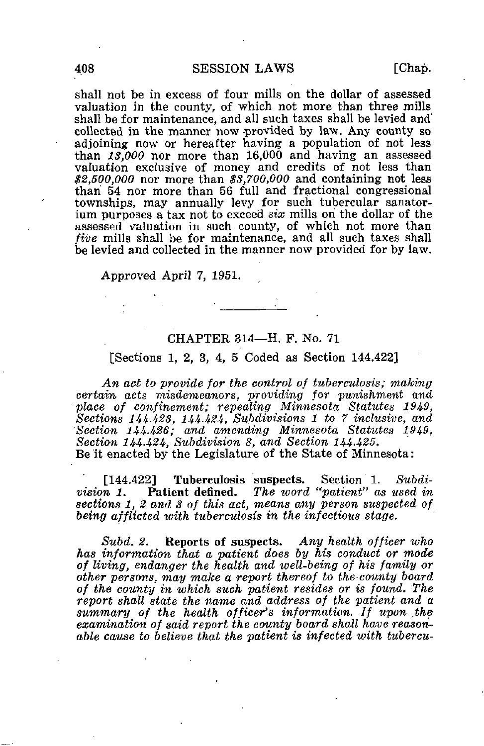shall not be in excess of four mills on the dollar of assessed valuation in the county, of which not more than three mills shall be for maintenance, and all such taxes shall be levied and collected in the manner now provided by law. Any county so adjoining now or hereafter having a population of not less than *13,000* nor more than 16,000 and having an assessed valuation exclusive of money and credits of not less than *$2,500,000* nor more than *$3,700,000* and containing not less than 54 nor more than 56 full and fractional congressional townships, may annually levy for such tubercular sanatorium purposes a tax not to exceed *six* mills on the dollar of the assessed valuation in such county, of which not more than *five* mills shall be for maintenance, and all such taxes shall be levied and collected in the manner now provided for by law.

Approved April 7, 1951.

---

## CHAPTER 314—H. F. No. 71

[Sections 1, 2, 3, 4, 5 Coded as Section 144.422]

*An act to provide for the control of tuberculosis; making certain acts misdemeanors, providing for punishment and place of confinement; repealing Minnesota Statutes 1949, Sections 144.423, 144.424, Subdivisions 1 to 7 inclusive, and Section 144.426; and amending Minnesota Statutes 1949, Section 144.424, Subdivision 8, and Section 144.425.*

Be it enacted by the Legislature of the State of Minnesota:

[144.422] **Tuberculosis suspects.** Section 1. *Subdivision 1.* **Patient defined.** *The word "patient" as used in sections 1, 2 and 3 of this act, means any person suspected of being afflicted with tuberculosis in the infectious stage.*

*Subd. 2.* **Reports of suspects.** *Any health officer who has information that a patient does by his conduct or mode of living, endanger the health and well-being of his family or other persons, may make a report thereof to the county board of the county in which such patient resides or is found. The report shall state the name and address of the patient and a summary of the health officer's information. If upon the examination of said report the county board shall have reasonable cause to believe that the patient is infected with tubercu-*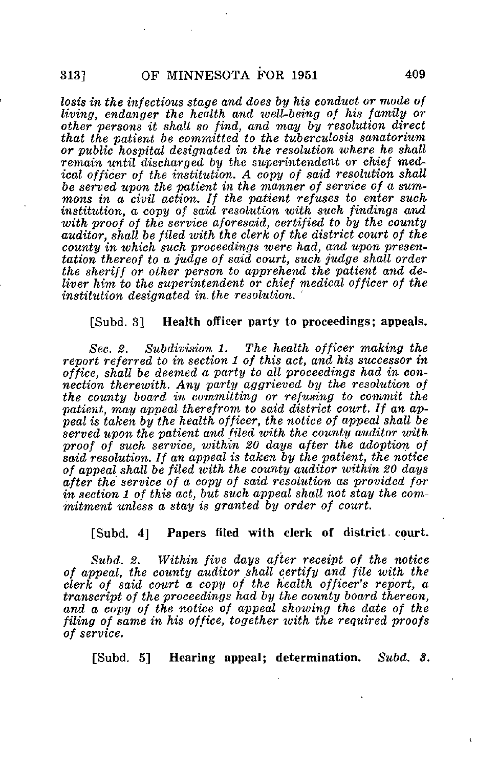*losis in the infectious stage and does by his conduct or mode of living, endanger the health and well-being of his family or other persons it shall so find, and may by resolution direct that the patient be committed to the tuberculosis sanatorium or public hospital designated in the resolution where he shall remain until discharged by the superintendent or chief medical officer of the institution. A copy of said resolution shall be served upon the patient in the manner of service of a summons in a civil action. If the patient refuses to enter such institution, a copy of said resolution with such findings and with proof of the service aforesaid, certified to by the county auditor, shall be filed with the clerk of the district court of the county in which such proceedings were had, and upon presentation thereof to a judge of said court, such judge shall order the sheriff or other person to apprehend the patient and deliver him to the superintendent or chief medical officer of the institution designated in the resolution.*

[Subd. 3] **Health officer party to proceedings; appeals.**

*Sec. 2. Subdivision 1. The health officer making the report referred to in section 1 of this act, and his successor in office, shall be deemed a party to all proceedings had in connection therewith. Any party aggrieved by the resolution of the county board in committing or refusing to commit the patient, may appeal therefrom to said district court. If an appeal is taken by the health officer, the notice of appeal shall be served upon the patient and filed with the county auditor with proof of such service, within 20 days after the adoption of said resolution. If an appeal is taken by the patient, the notice of appeal shall be filed with the county auditor within 20 days after the service of a copy of said resolution as provided for in section 1 of this act, but such appeal shall not stay the commitment unless a stay is granted by order of court.*

[Subd. 4] **Papers filed with clerk of district court.**

*Subd. 2. Within five days after receipt of the notice of appeal, the county auditor shall certify and file with the clerk of said court a copy of the health officer's report, a transcript of the proceedings had by the county board thereon, and a copy of the notice of appeal showing the date of the filing of same in his office, together with the required proofs of service.*

[Subd. 5] **Hearing appeal; determination.** *Subd. 3.*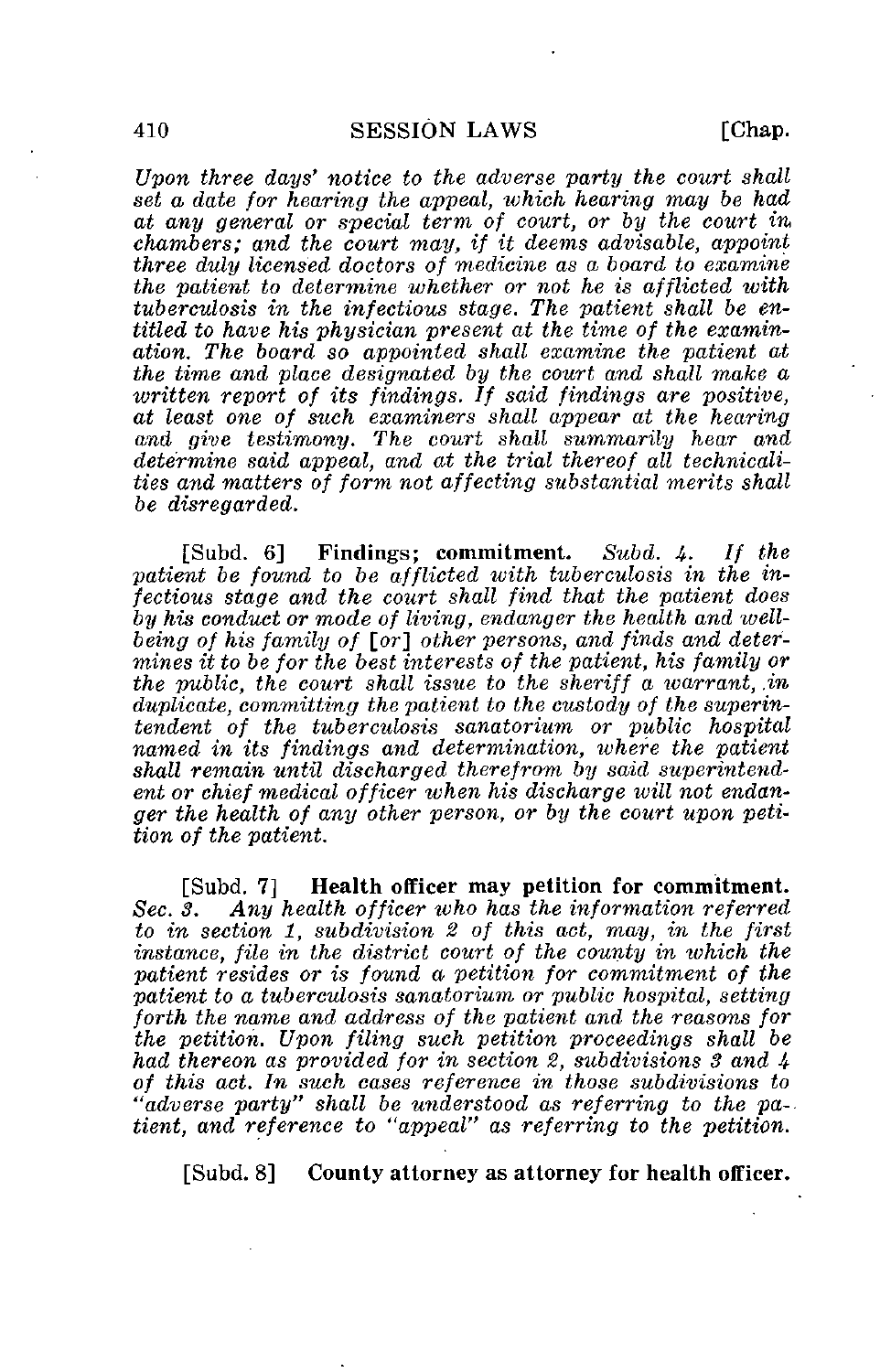*Upon three days' notice to the adverse party the court shall set a date for hearing the appeal, which hearing may be had at any general or special term of court, or by the court in chambers; and the court may, if it deems advisable, appoint three duly licensed doctors of medicine as a board to examine the patient to determine whether or not he is afflicted with tuberculosis in the infectious stage. The patient shall be entitled to have his physician present at the time of the examination. The board so appointed shall examine the patient at the time and place designated by the court and shall make a written report of its findings. If said findings are positive, at least one of such examiners shall appear at the hearing and give testimony. The court shall summarily hear and determine said appeal, and at the trial thereof all technicalities and matters of form not affecting substantial merits shall be disregarded.*

[Subd. 6] **Findings; commitment.** *Subd. 4. If the patient be found to be afflicted with tuberculosis in the infectious stage and the court shall find that the patient does by his conduct or mode of living, endanger the health and well-being of his family of* [*or*] *other persons, and finds and determines it to be for the best interests of the patient, his family or the public, the court shall issue to the sheriff a warrant, in duplicate, committing the patient to the custody of the superintendent of the tuberculosis sanatorium or public hospital named in its findings and determination, where the patient shall remain until discharged therefrom by said superintendent or chief medical officer when his discharge will not endanger the health of any other person, or by the court upon petition of the patient.*

[Subd. 7] **Health officer may petition for commitment.** *Sec. 3. Any health officer who has the information referred to in section 1, subdivision 2 of this act, may, in the first instance, file in the district court of the county in which the patient resides or is found a petition for commitment of the patient to a tuberculosis sanatorium or public hospital, setting forth the name and address of the patient and the reasons for the petition. Upon filing such petition proceedings shall be had thereon as provided for in section 2, subdivisions 3 and 4 of this act. In such cases reference in those subdivisions to "adverse party" shall be understood as referring to the patient, and reference to "appeal" as referring to the petition.*

[Subd. 8] **County attorney as attorney for health officer.**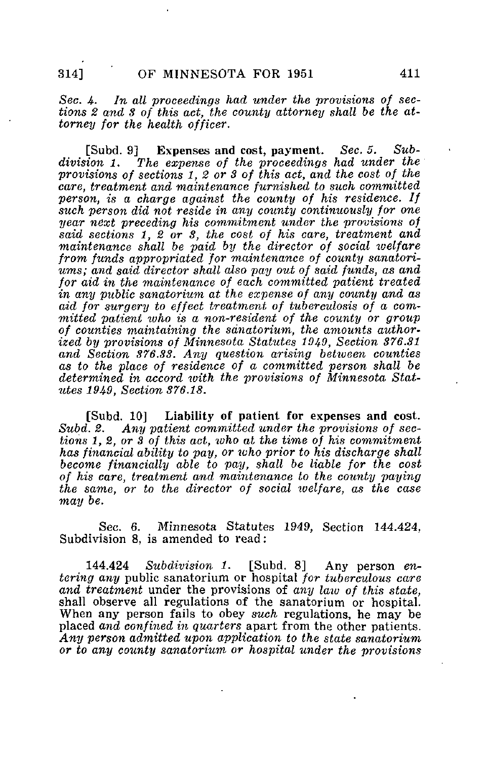*Sec. 4. In all proceedings had under the provisions of sections 2 and 3 of this act, the county attorney shall be the attorney for the health officer.*

[Subd. 9] **Expenses and cost, payment.** *Sec. 5. Subdivision 1. The expense of the proceedings had under the provisions of sections 1, 2 or 3 of this act, and the cost of the care, treatment and maintenance furnished to such committed person, is a charge against the county of his residence. If such person did not reside in any county continuously for one year next preceding his commitment under the provisions of said sections 1, 2 or 3, the cost of his care, treatment and maintenance shall be paid by the director of social welfare from funds appropriated for maintenance of county sanatoriums; and said director shall also pay out of said funds, as and for aid in the maintenance of each committed patient treated in any public sanatorium at the expense of any county and as aid for surgery to effect treatment of tuberculosis of a committed patient who is a non-resident of the county or group of counties maintaining the sanatorium, the amounts authorized by provisions of Minnesota Statutes 1949, Section 376.31 and Section 376.33. Any question arising between counties as to the place of residence of a committed person shall be determined in accord with the provisions of Minnesota Statutes 1949, Section 376.18.*

[Subd. 10] **Liability of patient for expenses and cost.** *Subd. 2. Any patient committed under the provisions of sections 1, 2, or 3 of this act, who at the time of his commitment has financial ability to pay, or who prior to his discharge shall become financially able to pay, shall be liable for the cost of his care, treatment and maintenance to the county paying the same, or to the director of social welfare, as the case may be.*

Sec. 6. Minnesota Statutes 1949, Section 144.424, Subdivision 8, is amended to read:

144.424 *Subdivision 1.* [Subd. 8] Any person *entering any* public sanatorium or hospital *for tuberculous care and treatment* under the provisions of *any law of this state,* shall observe all regulations of the sanatorium or hospital. When any person fails to obey *such* regulations, he may be placed *and confined in quarters* apart from the other patients. *Any person admitted upon application to the state sanatorium or to any county sanatorium or hospital under the provisions*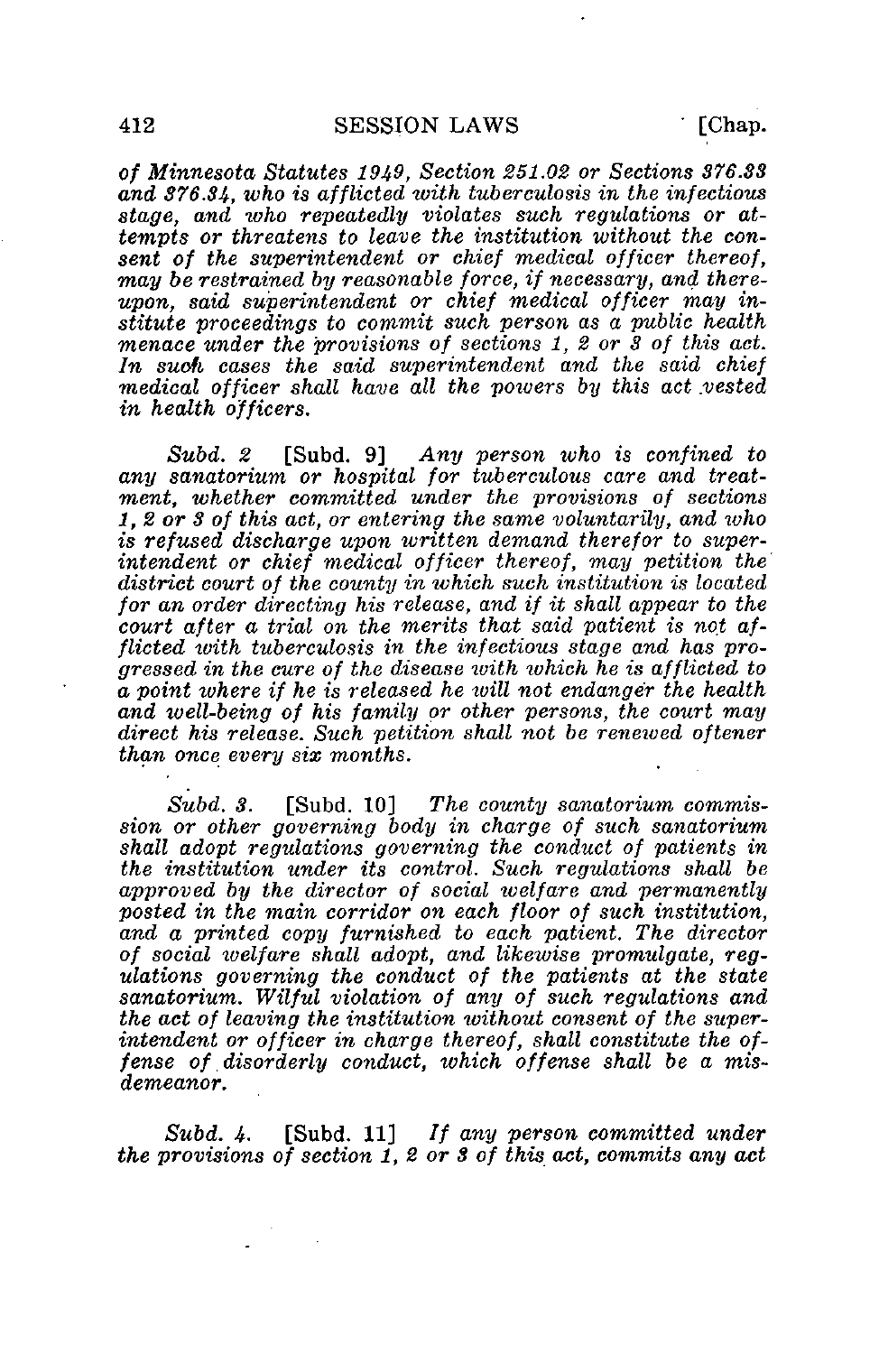*of Minnesota Statutes 1949, Section 251.02 or Sections 376.33 and 376.34, who is afflicted with tuberculosis in the infectious stage, and who repeatedly violates such regulations or attempts or threatens to leave the institution without the consent of the superintendent or chief medical officer thereof, may be restrained by reasonable force, if necessary, and thereupon, said superintendent or chief medical officer may institute proceedings to commit such person as a public health menace under the provisions of sections 1, 2 or 3 of this act. In such cases the said superintendent and the said chief medical officer shall have all the powers by this act vested in health officers.*

*Subd. 2* [Subd. 9] *Any person who is confined to any sanatorium or hospital for tuberculous care and treatment, whether committed under the provisions of sections 1, 2 or 3 of this act, or entering the same voluntarily, and who is refused discharge upon written demand therefor to superintendent or chief medical officer thereof, may petition the district court of the county in which such institution is located for an order directing his release, and if it shall appear to the court after a trial on the merits that said patient is not afflicted with tuberculosis in the infectious stage and has progressed in the cure of the disease with which he is afflicted to a point where if he is released he will not endanger the health and well-being of his family or other persons, the court may direct his release. Such petition shall not be renewed oftener than once every six months.*

*Subd. 3.* [Subd. 10] *The county sanatorium commission or other governing body in charge of such sanatorium shall adopt regulations governing the conduct of patients in the institution under its control. Such regulations shall be approved by the director of social welfare and permanently posted in the main corridor on each floor of such institution, and a printed copy furnished to each patient. The director of social welfare shall adopt, and likewise promulgate, regulations governing the conduct of the patients at the state sanatorium. Wilful violation of any of such regulations and the act of leaving the institution without consent of the superintendent or officer in charge thereof, shall constitute the offense of disorderly conduct, which offense shall be a misdemeanor.*

*Subd. 4.* [Subd. 11] *If any person committed under the provisions of section 1, 2 or 3 of this act, commits any act*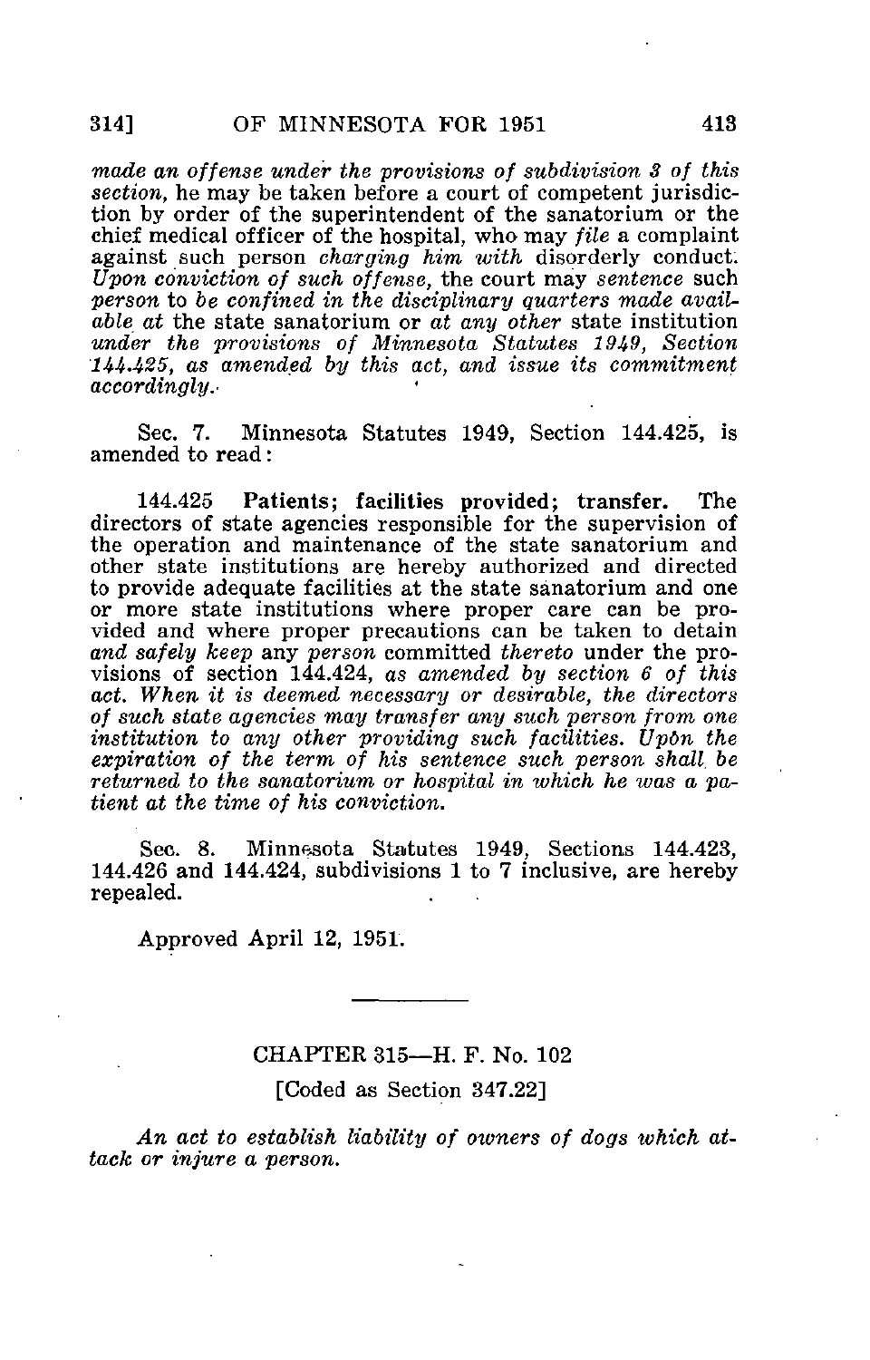*made an offense under the provisions of subdivision 3 of this section,* he may be taken before a court of competent jurisdiction by order of the superintendent of the sanatorium or the chief medical officer of the hospital, who may *file* a complaint against such person *charging him with* disorderly conduct. *Upon conviction of such offense,* the court may *sentence* such *person* to *be confined in the disciplinary quarters made available at* the state sanatorium or *at any other* state institution *under the provisions of Minnesota Statutes 1949, Section 144.425, as amended by this act, and issue its commitment accordingly.*

Sec. 7. Minnesota Statutes 1949, Section 144.425, is amended to read:

144.425 **Patients; facilities provided; transfer.** The directors of state agencies responsible for the supervision of the operation and maintenance of the state sanatorium and other state institutions are hereby authorized and directed to provide adequate facilities at the state sanatorium and one or more state institutions where proper care can be provided and where proper precautions can be taken to detain *and safely keep* any *person* committed *thereto* under the provisions of section 144.424, *as amended by section 6 of this act. When it is deemed necessary or desirable, the directors of such state agencies may transfer any such person from one institution to any other providing such facilities. Upon the expiration of the term of his sentence such person shall be returned to the sanatorium or hospital in which he was a patient at the time of his conviction.*

Sec. 8. Minnesota Statutes 1949, Sections 144.423, 144.426 and 144.424, subdivisions 1 to 7 inclusive, are hereby repealed.

Approved April 12, 1951.

---

## CHAPTER 315—H. F. No. 102

[Coded as Section 347.22]

*An act to establish liability of owners of dogs which attack or injure a person.*